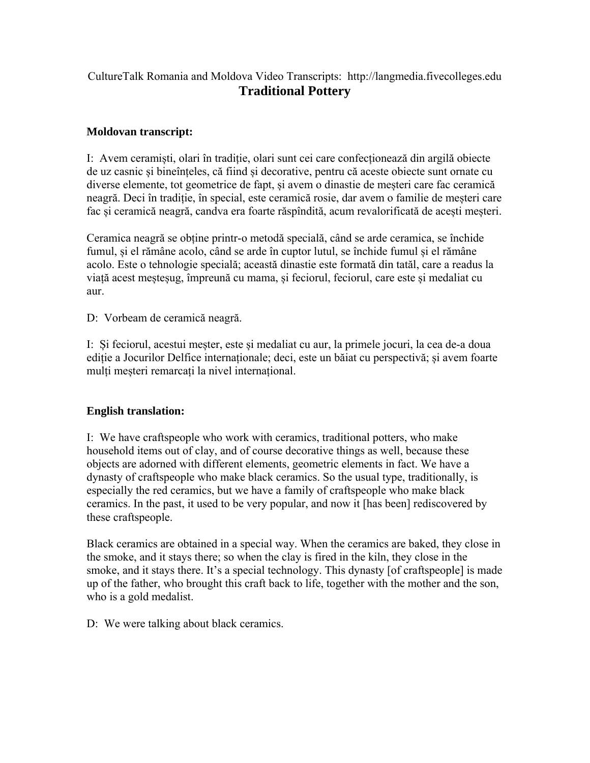CultureTalk Romania and Moldova Video Transcripts: http://langmedia.fivecolleges.edu

# Traditional Pottery

**Moldovan transcript:**

I: Avem ceramiști, olari în tradiție, olari sunt cei care confecționează din argilă obiecte de uz casnic și bineînțeles, că fiind și decorative, pentru că aceste obiecte sunt ornate cu diverse elemente, tot geometrice de fapt, și avem o dinastie de meșteri care fac ceramică neagră. Deci în tradiție, în special, este ceramică rosie, dar avem o familie de meșteri care fac și ceramică neagră, candva era foarte răspîndită, acum revalorificată de acești meșteri.

Ceramica neagră se obține printr-o metodă specială, când se arde ceramica, se închide fumul, și el rămâne acolo, când se arde în cuptor lutul, se închide fumul și el rămâne acolo. Este o tehnologie specială; această dinastie este formată din tatăl, care a readus la viață acest meșteșug, împreună cu mama, și feciorul, feciorul, care este și medaliat cu aur.

D: Vorbeam de ceramică neagră.

I: Și feciorul, acestui meșter, este și medaliat cu aur, la primele jocuri, la cea de-a doua ediție a Jocurilor Delfice internaționale; deci, este un băiat cu perspectivă; și avem foarte mulți meșteri remarcați la nivel internațional.

**English translation:**

I: We have craftspeople who work with ceramics, traditional potters, who make household items out of clay, and of course decorative things as well, because these objects are adorned with different elements, geometric elements in fact. We have a dynasty of craftspeople who make black ceramics. So the usual type, traditionally, is especially the red ceramics, but we have a family of craftspeople who make black ceramics. In the past, it used to be very popular, and now it [has been] rediscovered by these craftspeople.

Black ceramics are obtained in a special way. When the ceramics are baked, they close in the smoke, and it stays there; so when the clay is fired in the kiln, they close in the smoke, and it stays there. It's a special technology. This dynasty [of craftspeople] is made up of the father, who brought this craft back to life, together with the mother and the son, who is a gold medalist.

D: We were talking about black ceramics.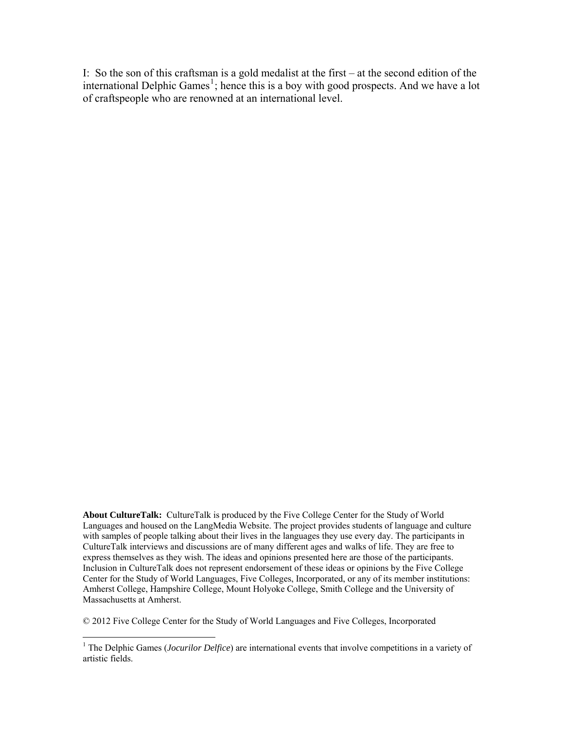I: So the son of this craftsman is a gold medalist at the first – at the second edition of the international Delphic Games[1]; hence this is a boy with good prospects. And we have a lot of craftspeople who are renowned at an international level.

**About CultureTalk:** CultureTalk is produced by the Five College Center for the Study of World Languages and housed on the LangMedia Website. The project provides students of language and culture with samples of people talking about their lives in the languages they use every day. The participants in CultureTalk interviews and discussions are of many different ages and walks of life. They are free to express themselves as they wish. The ideas and opinions presented here are those of the participants. Inclusion in CultureTalk does not represent endorsement of these ideas or opinions by the Five College Center for the Study of World Languages, Five Colleges, Incorporated, or any of its member institutions: Amherst College, Hampshire College, Mount Holyoke College, Smith College and the University of Massachusetts at Amherst.

© 2012 Five College Center for the Study of World Languages and Five Colleges, Incorporated

---

[1] The Delphic Games (*Jocurilor Delfice*) are international events that involve competitions in a variety of artistic fields.